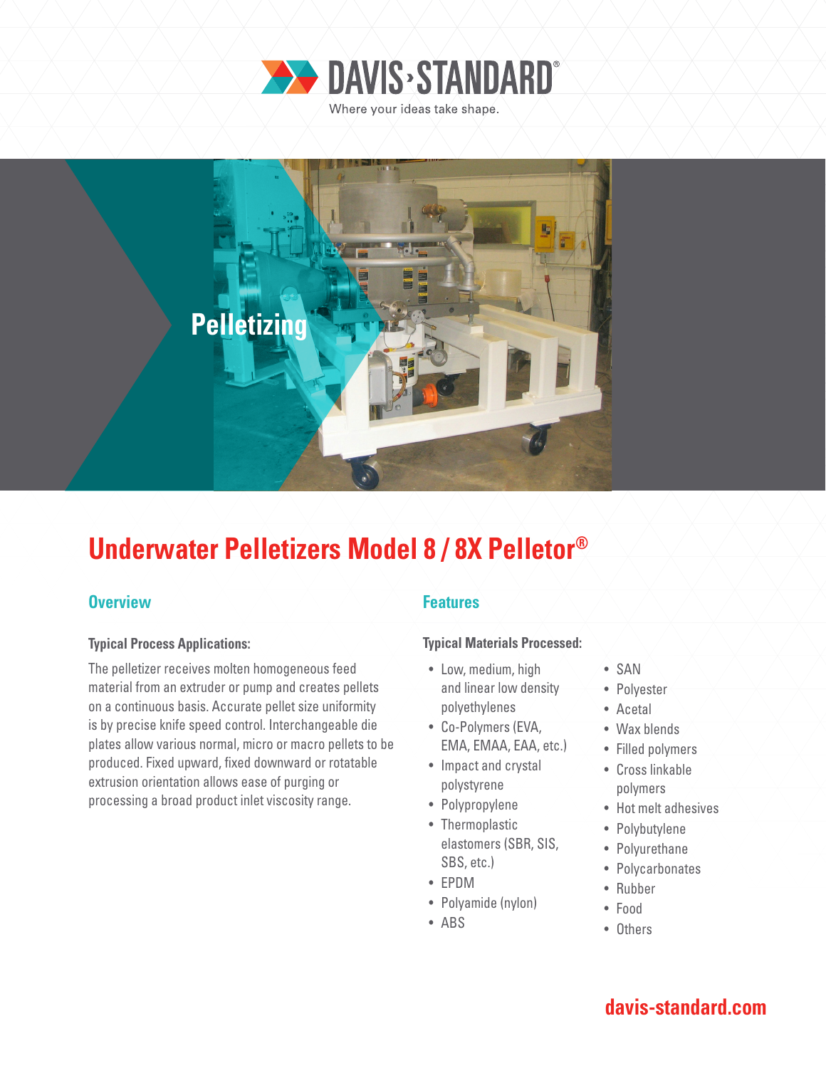DAVIS-STANDARD®

Where your ideas take shape.

Pelletizing

# Underwater Pelletizers Model 8 / 8X Pelletor®

## Overview

### Typical Process Applications:

The pelletizer receives molten homogeneous feed material from an extruder or pump and creates pellets on a continuous basis. Accurate pellet size uniformity is by precise knife speed control. Interchangeable die plates allow various normal, micro or macro pellets to be produced. Fixed upward, fixed downward or rotatable extrusion orientation allows ease of purging or processing a broad product inlet viscosity range.

## Features

### Typical Materials Processed:

- Low, medium, high and linear low density polyethylenes
- Co-Polymers (EVA, EMA, EMAA, EAA, etc.)
- Impact and crystal polystyrene
- Polypropylene
- Thermoplastic elastomers (SBR, SIS, SBS, etc.)
- EPDM
- Polyamide (nylon)
- ABS
- SAN
- Polyester
- Acetal
- Wax blends
- Filled polymers
- Cross linkable polymers
- Hot melt adhesives
- Polybutylene
- Polyurethane
- Polycarbonates
- Rubber
- Food
- Others

davis-standard.com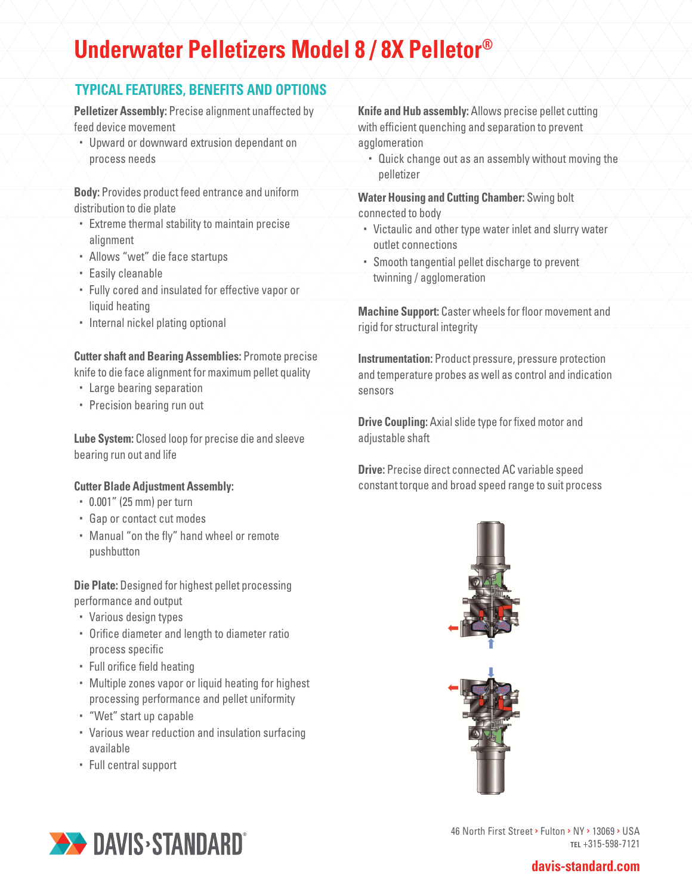# Underwater Pelletizers Model 8 / 8X Pelletor®

## TYPICAL FEATURES, BENEFITS AND OPTIONS

**Pelletizer Assembly:** Precise alignment unaffected by feed device movement

- Upward or downward extrusion dependant on process needs

**Body:** Provides product feed entrance and uniform distribution to die plate

- Extreme thermal stability to maintain precise alignment
- Allows "wet" die face startups
- Easily cleanable
- Fully cored and insulated for effective vapor or liquid heating
- Internal nickel plating optional

**Cutter shaft and Bearing Assemblies:** Promote precise knife to die face alignment for maximum pellet quality

- Large bearing separation
- Precision bearing run out

**Lube System:** Closed loop for precise die and sleeve bearing run out and life

**Cutter Blade Adjustment Assembly:**

- 0.001" (25 mm) per turn
- Gap or contact cut modes
- Manual "on the fly" hand wheel or remote pushbutton

**Die Plate:** Designed for highest pellet processing performance and output

- Various design types
- Orifice diameter and length to diameter ratio process specific
- Full orifice field heating
- Multiple zones vapor or liquid heating for highest processing performance and pellet uniformity
- "Wet" start up capable
- Various wear reduction and insulation surfacing available
- Full central support

**Knife and Hub assembly:** Allows precise pellet cutting with efficient quenching and separation to prevent agglomeration

- Quick change out as an assembly without moving the pelletizer

**Water Housing and Cutting Chamber:** Swing bolt connected to body

- Victaulic and other type water inlet and slurry water outlet connections
- Smooth tangential pellet discharge to prevent twinning / agglomeration

**Machine Support:** Caster wheels for floor movement and rigid for structural integrity

**Instrumentation:** Product pressure, pressure protection and temperature probes as well as control and indication sensors

**Drive Coupling:** Axial slide type for fixed motor and adjustable shaft

**Drive:** Precise direct connected AC variable speed constant torque and broad speed range to suit process

DAVIS-STANDARD

46 North First Street › Fulton › NY › 13069 › USA
TEL +315-598-7121

davis-standard.com